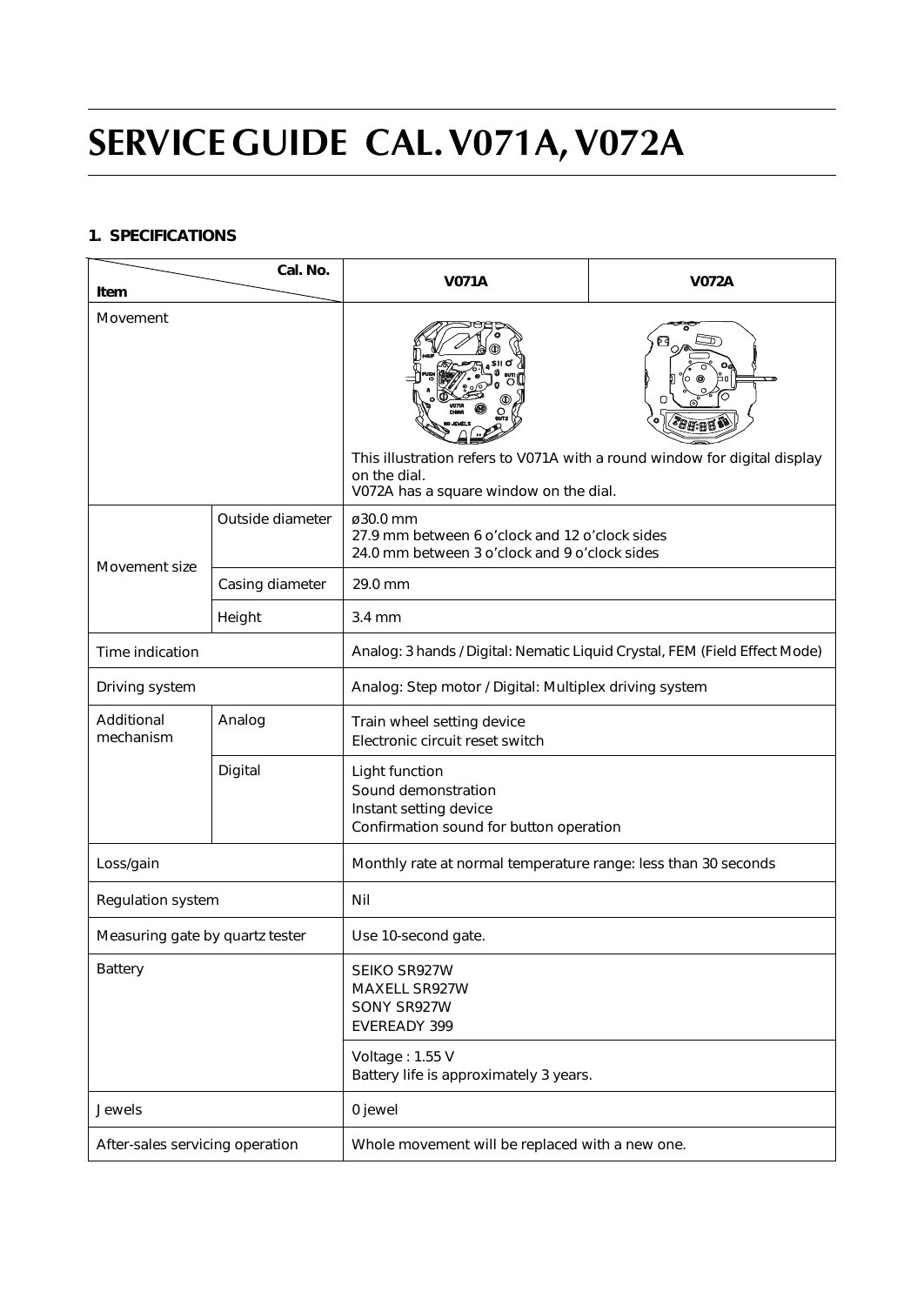# SERVICE GUIDE CAL. V071A, V072A

## 1. SPECIFICATIONS

| Item \ Cal. No. | | V071A | V072A |
|---|---|---|---|
| Movement | | This illustration refers to V071A with a round window for digital display on the dial.<br>V072A has a square window on the dial. | |
| Movement size | Outside diameter | ø30.0 mm<br>27.9 mm between 6 o'clock and 12 o'clock sides<br>24.0 mm between 3 o'clock and 9 o'clock sides | |
| | Casing diameter | 29.0 mm | |
| | Height | 3.4 mm | |
| Time indication | | Analog: 3 hands / Digital: Nematic Liquid Crystal, FEM (Field Effect Mode) | |
| Driving system | | Analog: Step motor / Digital: Multiplex driving system | |
| Additional mechanism | Analog | Train wheel setting device<br>Electronic circuit reset switch | |
| | Digital | Light function<br>Sound demonstration<br>Instant setting device<br>Confirmation sound for button operation | |
| Loss/gain | | Monthly rate at normal temperature range: less than 30 seconds | |
| Regulation system | | Nil | |
| Measuring gate by quartz tester | | Use 10-second gate. | |
| Battery | | SEIKO SR927W<br>MAXELL SR927W<br>SONY SR927W<br>EVEREADY 399 | |
| | | Voltage : 1.55 V<br>Battery life is approximately 3 years. | |
| Jewels | | 0 jewel | |
| After-sales servicing operation | | Whole movement will be replaced with a new one. | |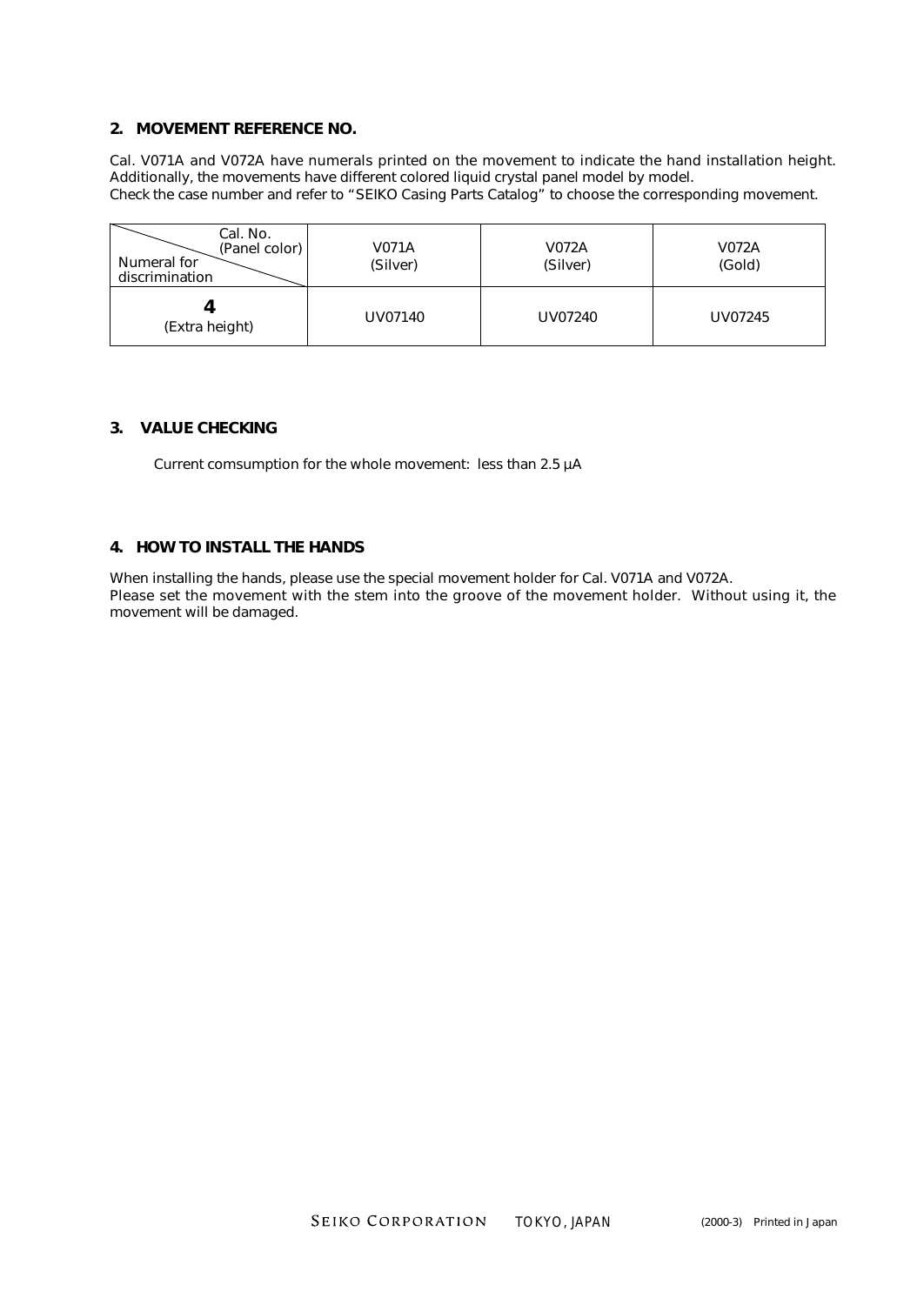## 2. MOVEMENT REFERENCE NO.

Cal. V071A and V072A have numerals printed on the movement to indicate the hand installation height. Additionally, the movements have different colored liquid crystal panel model by model.
Check the case number and refer to "SEIKO Casing Parts Catalog" to choose the corresponding movement.

| Cal. No. (Panel color) / Numeral for discrimination | V071A (Silver) | V072A (Silver) | V072A (Gold) |
|---|---|---|---|
| **4** (Extra height) | UV07140 | UV07240 | UV07245 |

## 3. VALUE CHECKING

Current comsumption for the whole movement: less than 2.5 µA

## 4. HOW TO INSTALL THE HANDS

When installing the hands, please use the special movement holder for Cal. V071A and V072A.
Please set the movement with the stem into the groove of the movement holder. Without using it, the movement will be damaged.

SEIKO CORPORATION TOKYO, JAPAN (2000-3) Printed in Japan